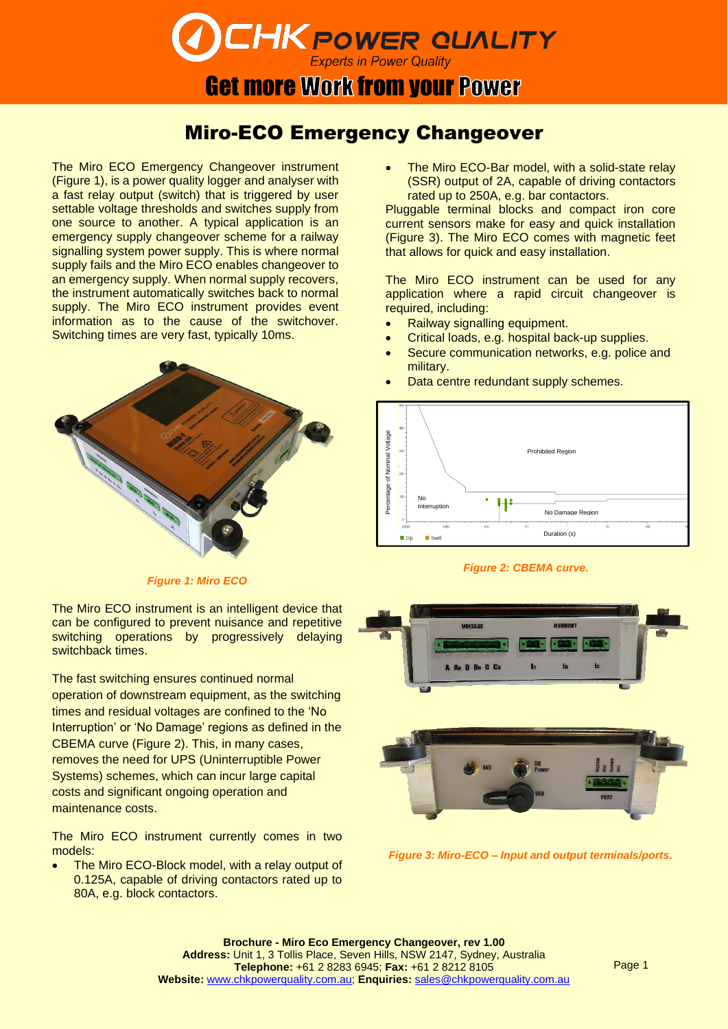# Miro-ECO Emergency Changeover

The Miro ECO Emergency Changeover instrument (Figure 1), is a power quality logger and analyser with a fast relay output (switch) that is triggered by user settable voltage thresholds and switches supply from one source to another. A typical application is an emergency supply changeover scheme for a railway signalling system power supply. This is where normal supply fails and the Miro ECO enables changeover to an emergency supply. When normal supply recovers, the instrument automatically switches back to normal supply. The Miro ECO instrument provides event information as to the cause of the switchover. Switching times are very fast, typically 10ms.

*Figure 1: Miro ECO*

The Miro ECO instrument is an intelligent device that can be configured to prevent nuisance and repetitive switching operations by progressively delaying switchback times.

The fast switching ensures continued normal operation of downstream equipment, as the switching times and residual voltages are confined to the 'No Interruption' or 'No Damage' regions as defined in the CBEMA curve (Figure 2). This, in many cases, removes the need for UPS (Uninterruptible Power Systems) schemes, which can incur large capital costs and significant ongoing operation and maintenance costs.

The Miro ECO instrument currently comes in two models:

- The Miro ECO-Block model, with a relay output of 0.125A, capable of driving contactors rated up to 80A, e.g. block contactors.
- The Miro ECO-Bar model, with a solid-state relay (SSR) output of 2A, capable of driving contactors rated up to 250A, e.g. bar contactors.

Pluggable terminal blocks and compact iron core current sensors make for easy and quick installation (Figure 3). The Miro ECO comes with magnetic feet that allows for quick and easy installation.

The Miro ECO instrument can be used for any application where a rapid circuit changeover is required, including:

- Railway signalling equipment.
- Critical loads, e.g. hospital back-up supplies.
- Secure communication networks, e.g. police and military.
- Data centre redundant supply schemes.

*Figure 2: CBEMA curve.*

*Figure 3: Miro-ECO – Input and output terminals/ports.*

**Brochure - Miro Eco Emergency Changeover, rev 1.00**
**Address:** Unit 1, 3 Tollis Place, Seven Hills, NSW 2147, Sydney, Australia
**Telephone:** +61 2 8283 6945; **Fax:** +61 2 8212 8105
**Website:** www.chkpowerquality.com.au; **Enquiries:** sales@chkpowerquality.com.au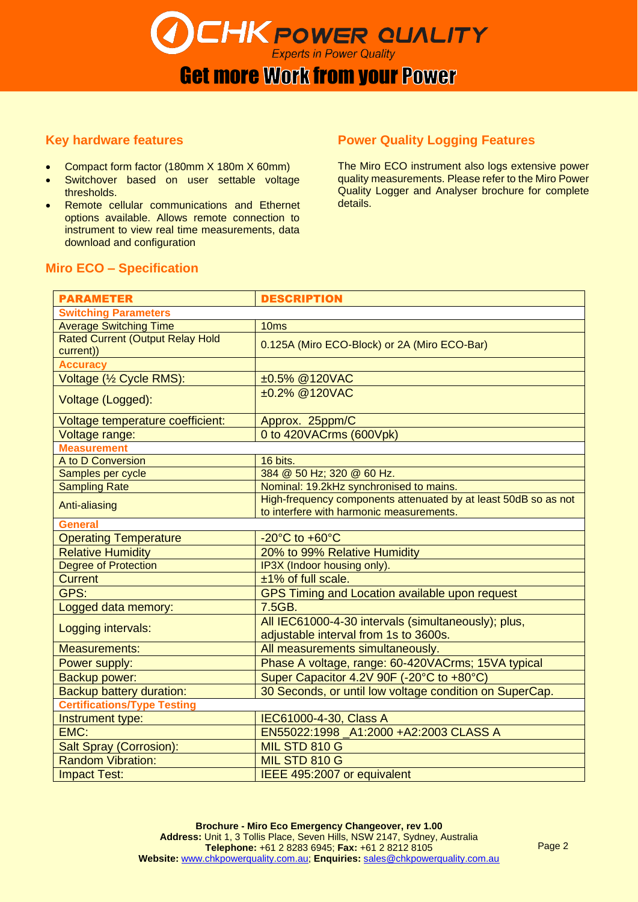# CHK POWER QUALITY

*Experts in Power Quality*

## Get more Work from your Power

### Key hardware features

- Compact form factor (180mm X 180m X 60mm)
- Switchover based on user settable voltage thresholds.
- Remote cellular communications and Ethernet options available. Allows remote connection to instrument to view real time measurements, data download and configuration

### Power Quality Logging Features

The Miro ECO instrument also logs extensive power quality measurements. Please refer to the Miro Power Quality Logger and Analyser brochure for complete details.

### Miro ECO – Specification

| PARAMETER | DESCRIPTION |
|---|---|
| **Switching Parameters** | |
| Average Switching Time | 10ms |
| Rated Current (Output Relay Hold current)) | 0.125A (Miro ECO-Block) or 2A (Miro ECO-Bar) |
| **Accuracy** | |
| Voltage (½ Cycle RMS): | ±0.5% @120VAC |
| Voltage (Logged): | ±0.2% @120VAC |
| Voltage temperature coefficient: | Approx. 25ppm/C |
| Voltage range: | 0 to 420VACrms (600Vpk) |
| **Measurement** | |
| A to D Conversion | 16 bits. |
| Samples per cycle | 384 @ 50 Hz; 320 @ 60 Hz. |
| Sampling Rate | Nominal: 19.2kHz synchronised to mains. |
| Anti-aliasing | High-frequency components attenuated by at least 50dB so as not to interfere with harmonic measurements. |
| **General** | |
| Operating Temperature | -20°C to +60°C |
| Relative Humidity | 20% to 99% Relative Humidity |
| Degree of Protection | IP3X (Indoor housing only). |
| Current | ±1% of full scale. |
| GPS: | GPS Timing and Location available upon request |
| Logged data memory: | 7.5GB. |
| Logging intervals: | All IEC61000-4-30 intervals (simultaneously); plus, adjustable interval from 1s to 3600s. |
| Measurements: | All measurements simultaneously. |
| Power supply: | Phase A voltage, range: 60-420VACrms; 15VA typical |
| Backup power: | Super Capacitor 4.2V 90F (-20°C to +80°C) |
| Backup battery duration: | 30 Seconds, or until low voltage condition on SuperCap. |
| **Certifications/Type Testing** | |
| Instrument type: | IEC61000-4-30, Class A |
| EMC: | EN55022:1998 _A1:2000 +A2:2003 CLASS A |
| Salt Spray (Corrosion): | MIL STD 810 G |
| Random Vibration: | MIL STD 810 G |
| Impact Test: | IEEE 495:2007 or equivalent |

**Brochure - Miro Eco Emergency Changeover, rev 1.00**
**Address:** Unit 1, 3 Tollis Place, Seven Hills, NSW 2147, Sydney, Australia
**Telephone:** +61 2 8283 6945; **Fax:** +61 2 8212 8105
**Website:** www.chkpowerquality.com.au; **Enquiries:** sales@chkpowerquality.com.au